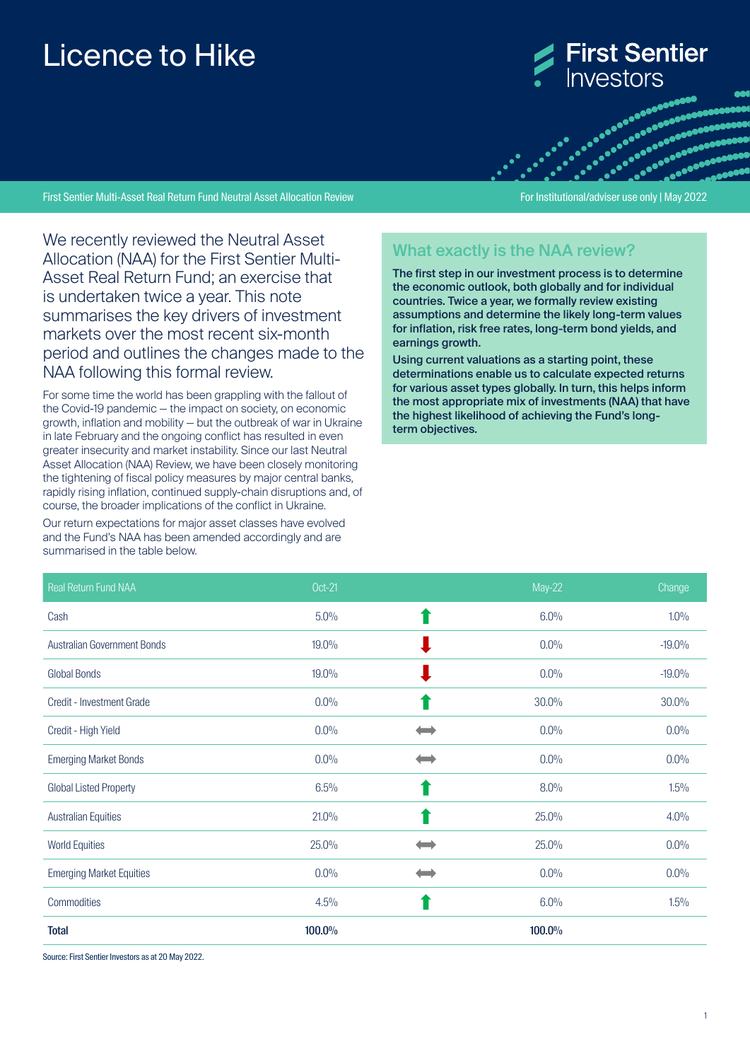# Licence to Hike

First Sentier Multi-Asset Real Return Fund Neutral Asset Allocation Review

For Institutional/adviser use only | May 2022

We recently reviewed the Neutral Asset Allocation (NAA) for the First Sentier Multi-Asset Real Return Fund; an exercise that is undertaken twice a year. This note summarises the key drivers of investment markets over the most recent six-month period and outlines the changes made to the NAA following this formal review.

For some time the world has been grappling with the fallout of the Covid-19 pandemic – the impact on society, on economic growth, inflation and mobility – but the outbreak of war in Ukraine in late February and the ongoing conflict has resulted in even greater insecurity and market instability. Since our last Neutral Asset Allocation (NAA) Review, we have been closely monitoring the tightening of fiscal policy measures by major central banks, rapidly rising inflation, continued supply-chain disruptions and, of course, the broader implications of the conflict in Ukraine.

Our return expectations for major asset classes have evolved and the Fund's NAA has been amended accordingly and are summarised in the table below.

## What exactly is the NAA review?

**The first step in our investment process is to determine the economic outlook, both globally and for individual countries. Twice a year, we formally review existing assumptions and determine the likely long-term values for inflation, risk free rates, long-term bond yields, and earnings growth.**

**Using current valuations as a starting point, these determinations enable us to calculate expected returns for various asset types globally. In turn, this helps inform the most appropriate mix of investments (NAA) that have the highest likelihood of achieving the Fund's long-term objectives.**

| Real Return Fund NAA | Oct-21 | | May-22 | Change |
|---|---|---|---|---|
| Cash | 5.0% | ↑ | 6.0% | 1.0% |
| Australian Government Bonds | 19.0% | ↓ | 0.0% | -19.0% |
| Global Bonds | 19.0% | ↓ | 0.0% | -19.0% |
| Credit - Investment Grade | 0.0% | ↑ | 30.0% | 30.0% |
| Credit - High Yield | 0.0% | ↔ | 0.0% | 0.0% |
| Emerging Market Bonds | 0.0% | ↔ | 0.0% | 0.0% |
| Global Listed Property | 6.5% | ↑ | 8.0% | 1.5% |
| Australian Equities | 21.0% | ↑ | 25.0% | 4.0% |
| World Equities | 25.0% | ↔ | 25.0% | 0.0% |
| Emerging Market Equities | 0.0% | ↔ | 0.0% | 0.0% |
| Commodities | 4.5% | ↑ | 6.0% | 1.5% |
| **Total** | **100.0%** | | **100.0%** | |

Source: First Sentier Investors as at 20 May 2022.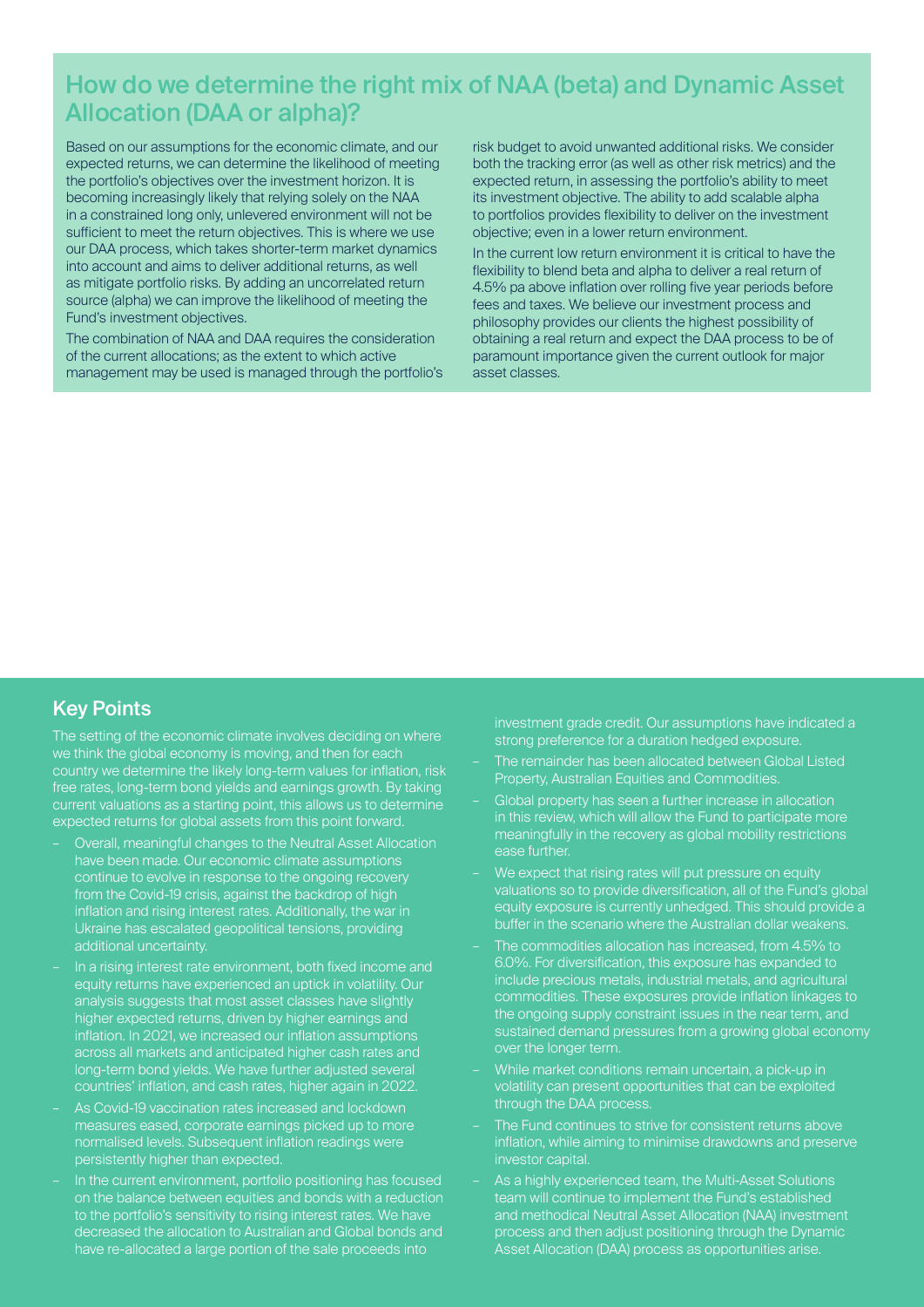## How do we determine the right mix of NAA (beta) and Dynamic Asset Allocation (DAA or alpha)?

Based on our assumptions for the economic climate, and our expected returns, we can determine the likelihood of meeting the portfolio's objectives over the investment horizon. It is becoming increasingly likely that relying solely on the NAA in a constrained long only, unlevered environment will not be sufficient to meet the return objectives. This is where we use our DAA process, which takes shorter-term market dynamics into account and aims to deliver additional returns, as well as mitigate portfolio risks. By adding an uncorrelated return source (alpha) we can improve the likelihood of meeting the Fund's investment objectives.

The combination of NAA and DAA requires the consideration of the current allocations; as the extent to which active management may be used is managed through the portfolio's risk budget to avoid unwanted additional risks. We consider both the tracking error (as well as other risk metrics) and the expected return, in assessing the portfolio's ability to meet its investment objective. The ability to add scalable alpha to portfolios provides flexibility to deliver on the investment objective; even in a lower return environment.

In the current low return environment it is critical to have the flexibility to blend beta and alpha to deliver a real return of 4.5% pa above inflation over rolling five year periods before fees and taxes. We believe our investment process and philosophy provides our clients the highest possibility of obtaining a real return and expect the DAA process to be of paramount importance given the current outlook for major asset classes.

## Key Points

The setting of the economic climate involves deciding on where we think the global economy is moving, and then for each country we determine the likely long-term values for inflation, risk free rates, long-term bond yields and earnings growth. By taking current valuations as a starting point, this allows us to determine expected returns for global assets from this point forward.

- Overall, meaningful changes to the Neutral Asset Allocation have been made. Our economic climate assumptions continue to evolve in response to the ongoing recovery from the Covid-19 crisis, against the backdrop of high inflation and rising interest rates. Additionally, the war in Ukraine has escalated geopolitical tensions, providing additional uncertainty.
- In a rising interest rate environment, both fixed income and equity returns have experienced an uptick in volatility. Our analysis suggests that most asset classes have slightly higher expected returns, driven by higher earnings and inflation. In 2021, we increased our inflation assumptions across all markets and anticipated higher cash rates and long-term bond yields. We have further adjusted several countries' inflation, and cash rates, higher again in 2022.
- As Covid-19 vaccination rates increased and lockdown measures eased, corporate earnings picked up to more normalised levels. Subsequent inflation readings were persistently higher than expected.
- In the current environment, portfolio positioning has focused on the balance between equities and bonds with a reduction to the portfolio's sensitivity to rising interest rates. We have decreased the allocation to Australian and Global bonds and have re-allocated a large portion of the sale proceeds into investment grade credit. Our assumptions have indicated a strong preference for a duration hedged exposure.
- The remainder has been allocated between Global Listed Property, Australian Equities and Commodities.
- Global property has seen a further increase in allocation in this review, which will allow the Fund to participate more meaningfully in the recovery as global mobility restrictions ease further.
- We expect that rising rates will put pressure on equity valuations so to provide diversification, all of the Fund's global equity exposure is currently unhedged. This should provide a buffer in the scenario where the Australian dollar weakens.
- The commodities allocation has increased, from 4.5% to 6.0%. For diversification, this exposure has expanded to include precious metals, industrial metals, and agricultural commodities. These exposures provide inflation linkages to the ongoing supply constraint issues in the near term, and sustained demand pressures from a growing global economy over the longer term.
- While market conditions remain uncertain, a pick-up in volatility can present opportunities that can be exploited through the DAA process.
- The Fund continues to strive for consistent returns above inflation, while aiming to minimise drawdowns and preserve investor capital.
- As a highly experienced team, the Multi-Asset Solutions team will continue to implement the Fund's established and methodical Neutral Asset Allocation (NAA) investment process and then adjust positioning through the Dynamic Asset Allocation (DAA) process as opportunities arise.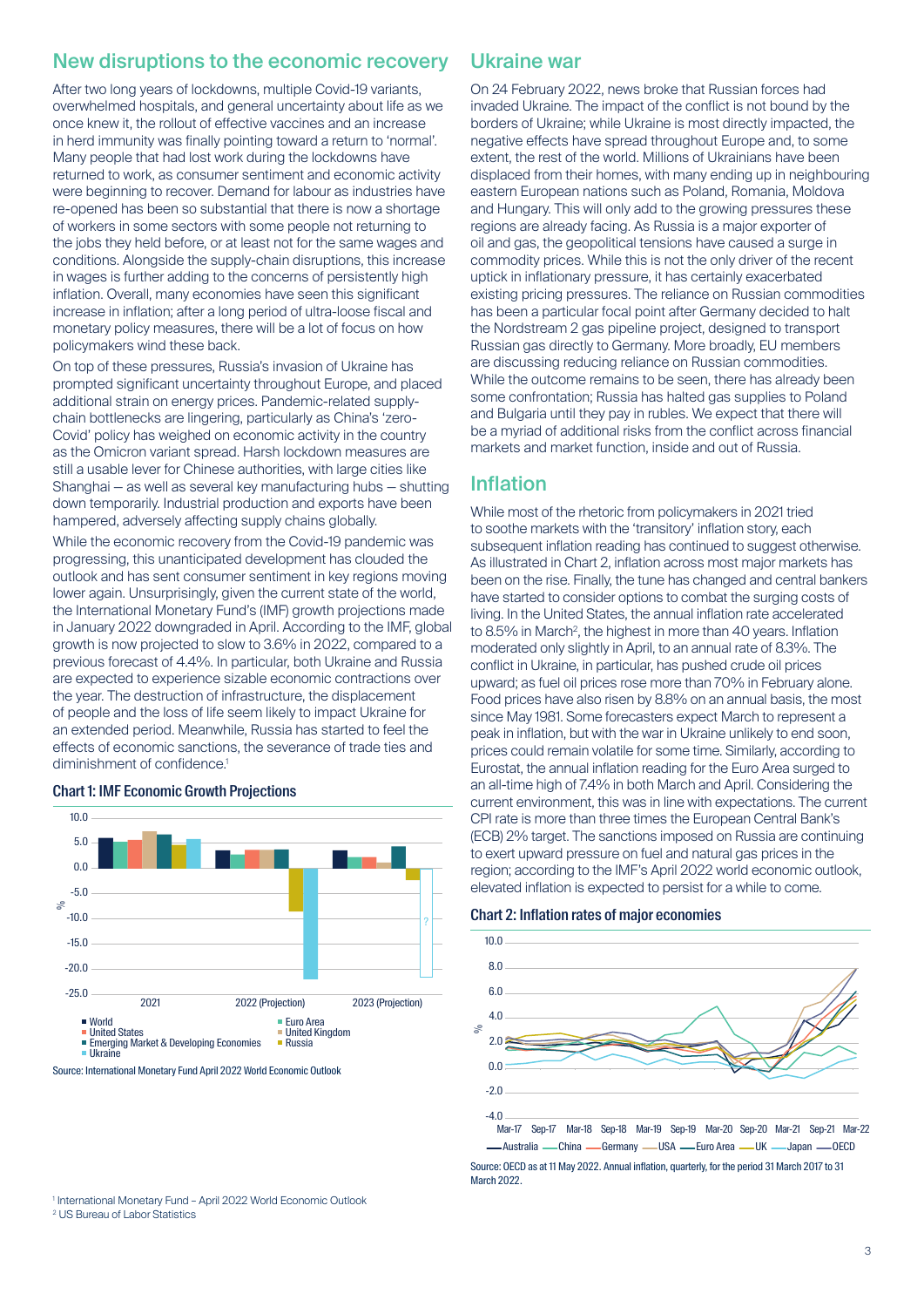## New disruptions to the economic recovery

After two long years of lockdowns, multiple Covid-19 variants, overwhelmed hospitals, and general uncertainty about life as we once knew it, the rollout of effective vaccines and an increase in herd immunity was finally pointing toward a return to 'normal'. Many people that had lost work during the lockdowns have returned to work, as consumer sentiment and economic activity were beginning to recover. Demand for labour as industries have re-opened has been so substantial that there is now a shortage of workers in some sectors with some people not returning to the jobs they held before, or at least not for the same wages and conditions. Alongside the supply-chain disruptions, this increase in wages is further adding to the concerns of persistently high inflation. Overall, many economies have seen this significant increase in inflation; after a long period of ultra-loose fiscal and monetary policy measures, there will be a lot of focus on how policymakers wind these back.

On top of these pressures, Russia's invasion of Ukraine has prompted significant uncertainty throughout Europe, and placed additional strain on energy prices. Pandemic-related supply-chain bottlenecks are lingering, particularly as China's 'zero-Covid' policy has weighed on economic activity in the country as the Omicron variant spread. Harsh lockdown measures are still a usable lever for Chinese authorities, with large cities like Shanghai – as well as several key manufacturing hubs – shutting down temporarily. Industrial production and exports have been hampered, adversely affecting supply chains globally.

While the economic recovery from the Covid-19 pandemic was progressing, this unanticipated development has clouded the outlook and has sent consumer sentiment in key regions moving lower again. Unsurprisingly, given the current state of the world, the International Monetary Fund's (IMF) growth projections made in January 2022 downgraded in April. According to the IMF, global growth is now projected to slow to 3.6% in 2022, compared to a previous forecast of 4.4%. In particular, both Ukraine and Russia are expected to experience sizable economic contractions over the year. The destruction of infrastructure, the displacement of people and the loss of life seem likely to impact Ukraine for an extended period. Meanwhile, Russia has started to feel the effects of economic sanctions, the severance of trade ties and diminishment of confidence.[1]

**Chart 1: IMF Economic Growth Projections**

Legend: World, United States, Emerging Market & Developing Economies, Ukraine, Euro Area, United Kingdom, Russia

Source: International Monetary Fund April 2022 World Economic Outlook

## Ukraine war

On 24 February 2022, news broke that Russian forces had invaded Ukraine. The impact of the conflict is not bound by the borders of Ukraine; while Ukraine is most directly impacted, the negative effects have spread throughout Europe and, to some extent, the rest of the world. Millions of Ukrainians have been displaced from their homes, with many ending up in neighbouring eastern European nations such as Poland, Romania, Moldova and Hungary. This will only add to the growing pressures these regions are already facing. As Russia is a major exporter of oil and gas, the geopolitical tensions have caused a surge in commodity prices. While this is not the only driver of the recent uptick in inflationary pressure, it has certainly exacerbated existing pricing pressures. The reliance on Russian commodities has been a particular focal point after Germany decided to halt the Nordstream 2 gas pipeline project, designed to transport Russian gas directly to Germany. More broadly, EU members are discussing reducing reliance on Russian commodities. While the outcome remains to be seen, there has already been some confrontation; Russia has halted gas supplies to Poland and Bulgaria until they pay in rubles. We expect that there will be a myriad of additional risks from the conflict across financial markets and market function, inside and out of Russia.

## Inflation

While most of the rhetoric from policymakers in 2021 tried to soothe markets with the 'transitory' inflation story, each subsequent inflation reading has continued to suggest otherwise. As illustrated in Chart 2, inflation across most major markets has been on the rise. Finally, the tune has changed and central bankers have started to consider options to combat the surging costs of living. In the United States, the annual inflation rate accelerated to 8.5% in March[2], the highest in more than 40 years. Inflation moderated only slightly in April, to an annual rate of 8.3%. The conflict in Ukraine, in particular, has pushed crude oil prices upward; as fuel oil prices rose more than 70% in February alone. Food prices have also risen by 8.8% on an annual basis, the most since May 1981. Some forecasters expect March to represent a peak in inflation, but with the war in Ukraine unlikely to end soon, prices could remain volatile for some time. Similarly, according to Eurostat, the annual inflation reading for the Euro Area surged to an all-time high of 7.4% in both March and April. Considering the current environment, this was in line with expectations. The current CPI rate is more than three times the European Central Bank's (ECB) 2% target. The sanctions imposed on Russia are continuing to exert upward pressure on fuel and natural gas prices in the region; according to the IMF's April 2022 world economic outlook, elevated inflation is expected to persist for a while to come.

**Chart 2: Inflation rates of major economies**

Legend: Australia, China, Germany, USA, Euro Area, UK, Japan, OECD

Source: OECD as at 11 May 2022. Annual inflation, quarterly, for the period 31 March 2017 to 31 March 2022.

[1] International Monetary Fund – April 2022 World Economic Outlook
[2] US Bureau of Labor Statistics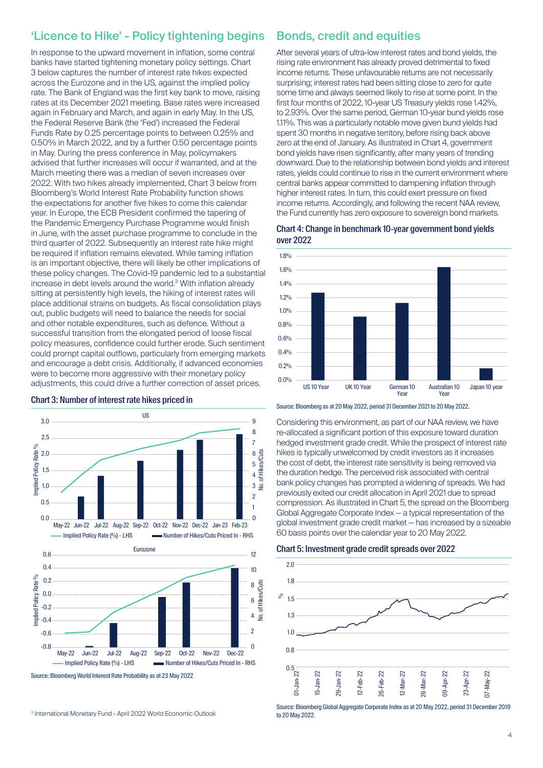## 'Licence to Hike' - Policy tightening begins

In response to the upward movement in inflation, some central banks have started tightening monetary policy settings. Chart 3 below captures the number of interest rate hikes expected across the Eurozone and in the US, against the implied policy rate. The Bank of England was the first key bank to move, raising rates at its December 2021 meeting. Base rates were increased again in February and March, and again in early May. In the US, the Federal Reserve Bank (the 'Fed') increased the Federal Funds Rate by 0.25 percentage points to between 0.25% and 0.50% in March 2022, and by a further 0.50 percentage points in May. During the press conference in May, policymakers advised that further increases will occur if warranted, and at the March meeting there was a median of seven increases over 2022. With two hikes already implemented, Chart 3 below from Bloomberg's World Interest Rate Probability function shows the expectations for another five hikes to come this calendar year. In Europe, the ECB President confirmed the tapering of the Pandemic Emergency Purchase Programme would finish in June, with the asset purchase programme to conclude in the third quarter of 2022. Subsequently an interest rate hike might be required if inflation remains elevated. While taming inflation is an important objective, there will likely be other implications of these policy changes. The Covid-19 pandemic led to a substantial increase in debt levels around the world.[3] With inflation already sitting at persistently high levels, the hiking of interest rates will place additional strains on budgets. As fiscal consolidation plays out, public budgets will need to balance the needs for social and other notable expenditures, such as defence. Without a successful transition from the elongated period of loose fiscal policy measures, confidence could further erode. Such sentiment could prompt capital outflows, particularly from emerging markets and encourage a debt crisis. Additionally, if advanced economies were to become more aggressive with their monetary policy adjustments, this could drive a further correction of asset prices.

**Chart 3: Number of interest rate hikes priced in**

Source: Bloomberg World Interest Rate Probability as at 23 May 2022

[3] International Monetary Fund - April 2022 World Economic Outlook

## Bonds, credit and equities

After several years of ultra-low interest rates and bond yields, the rising rate environment has already proved detrimental to fixed income returns. These unfavourable returns are not necessarily surprising; interest rates had been sitting close to zero for quite some time and always seemed likely to rise at some point. In the first four months of 2022, 10-year US Treasury yields rose 1.42%, to 2.93%. Over the same period, German 10-year bund yields rose 1.11%. This was a particularly notable move given bund yields had spent 30 months in negative territory, before rising back above zero at the end of January. As illustrated in Chart 4, government bond yields have risen significantly, after many years of trending downward. Due to the relationship between bond yields and interest rates, yields could continue to rise in the current environment where central banks appear committed to dampening inflation through higher interest rates. In turn, this could exert pressure on fixed income returns. Accordingly, and following the recent NAA review, the Fund currently has zero exposure to sovereign bond markets.

**Chart 4: Change in benchmark 10-year government bond yields over 2022**

Source: Bloomberg as at 20 May 2022, period 31 December 2021 to 20 May 2022.

Considering this environment, as part of our NAA review, we have re-allocated a significant portion of this exposure toward duration hedged investment grade credit. While the prospect of interest rate hikes is typically unwelcomed by credit investors as it increases the cost of debt, the interest rate sensitivity is being removed via the duration hedge. The perceived risk associated with central bank policy changes has prompted a widening of spreads. We had previously exited our credit allocation in April 2021 due to spread compression. As illustrated in Chart 5, the spread on the Bloomberg Global Aggregate Corporate Index – a typical representation of the global investment grade credit market – has increased by a sizeable 60 basis points over the calendar year to 20 May 2022.

**Chart 5: Investment grade credit spreads over 2022**

Source: Bloomberg Global Aggregate Corporate Index as at 20 May 2022, period 31 December 2019 to 20 May 2022.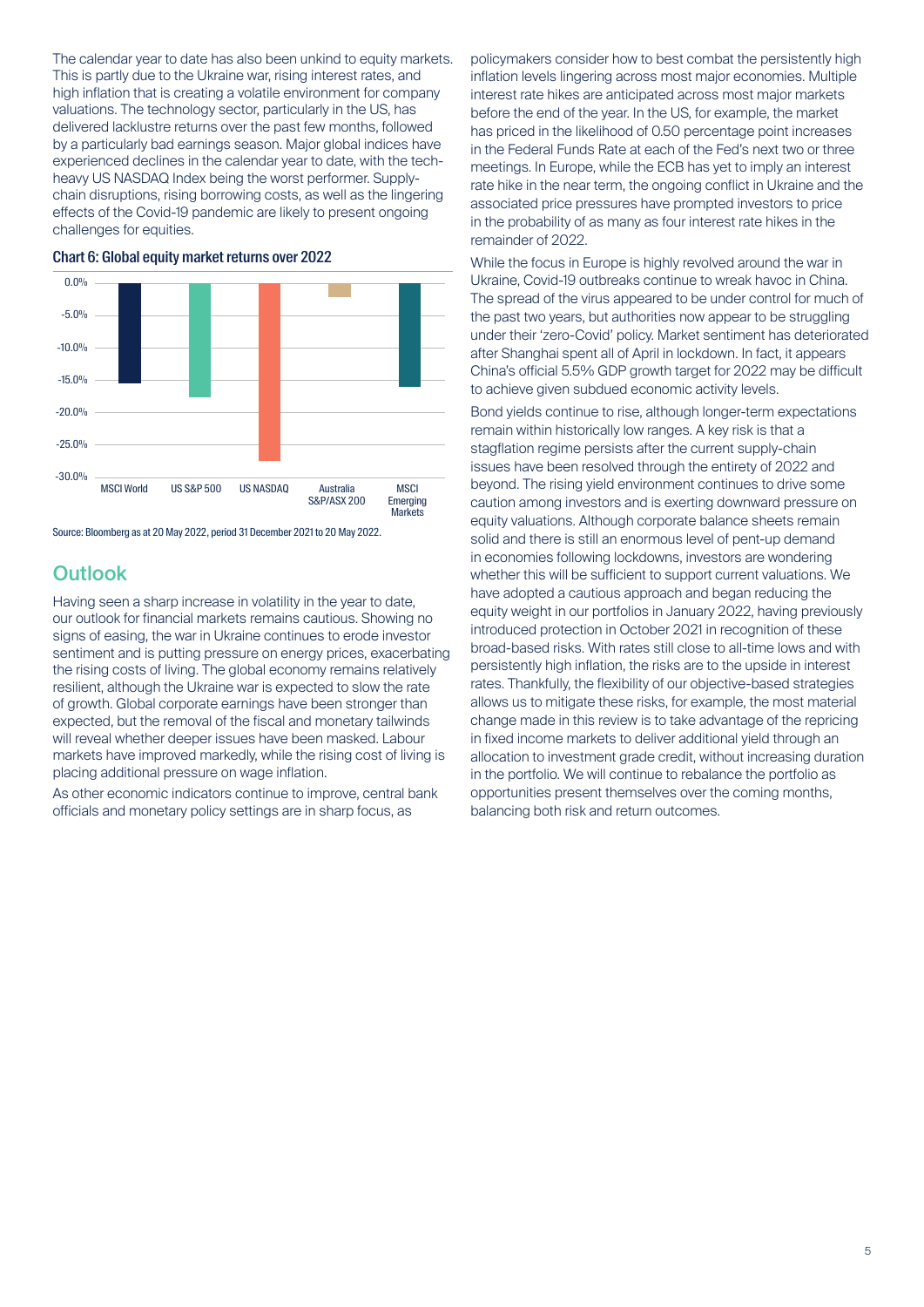The calendar year to date has also been unkind to equity markets. This is partly due to the Ukraine war, rising interest rates, and high inflation that is creating a volatile environment for company valuations. The technology sector, particularly in the US, has delivered lacklustre returns over the past few months, followed by a particularly bad earnings season. Major global indices have experienced declines in the calendar year to date, with the tech-heavy US NASDAQ Index being the worst performer. Supply-chain disruptions, rising borrowing costs, as well as the lingering effects of the Covid-19 pandemic are likely to present ongoing challenges for equities.

**Chart 6: Global equity market returns over 2022**

Source: Bloomberg as at 20 May 2022, period 31 December 2021 to 20 May 2022.

## Outlook

Having seen a sharp increase in volatility in the year to date, our outlook for financial markets remains cautious. Showing no signs of easing, the war in Ukraine continues to erode investor sentiment and is putting pressure on energy prices, exacerbating the rising costs of living. The global economy remains relatively resilient, although the Ukraine war is expected to slow the rate of growth. Global corporate earnings have been stronger than expected, but the removal of the fiscal and monetary tailwinds will reveal whether deeper issues have been masked. Labour markets have improved markedly, while the rising cost of living is placing additional pressure on wage inflation.

As other economic indicators continue to improve, central bank officials and monetary policy settings are in sharp focus, as policymakers consider how to best combat the persistently high inflation levels lingering across most major economies. Multiple interest rate hikes are anticipated across most major markets before the end of the year. In the US, for example, the market has priced in the likelihood of 0.50 percentage point increases in the Federal Funds Rate at each of the Fed's next two or three meetings. In Europe, while the ECB has yet to imply an interest rate hike in the near term, the ongoing conflict in Ukraine and the associated price pressures have prompted investors to price in the probability of as many as four interest rate hikes in the remainder of 2022.

While the focus in Europe is highly revolved around the war in Ukraine, Covid-19 outbreaks continue to wreak havoc in China. The spread of the virus appeared to be under control for much of the past two years, but authorities now appear to be struggling under their 'zero-Covid' policy. Market sentiment has deteriorated after Shanghai spent all of April in lockdown. In fact, it appears China's official 5.5% GDP growth target for 2022 may be difficult to achieve given subdued economic activity levels.

Bond yields continue to rise, although longer-term expectations remain within historically low ranges. A key risk is that a stagflation regime persists after the current supply-chain issues have been resolved through the entirety of 2022 and beyond. The rising yield environment continues to drive some caution among investors and is exerting downward pressure on equity valuations. Although corporate balance sheets remain solid and there is still an enormous level of pent-up demand in economies following lockdowns, investors are wondering whether this will be sufficient to support current valuations. We have adopted a cautious approach and began reducing the equity weight in our portfolios in January 2022, having previously introduced protection in October 2021 in recognition of these broad-based risks. With rates still close to all-time lows and with persistently high inflation, the risks are to the upside in interest rates. Thankfully, the flexibility of our objective-based strategies allows us to mitigate these risks, for example, the most material change made in this review is to take advantage of the repricing in fixed income markets to deliver additional yield through an allocation to investment grade credit, without increasing duration in the portfolio. We will continue to rebalance the portfolio as opportunities present themselves over the coming months, balancing both risk and return outcomes.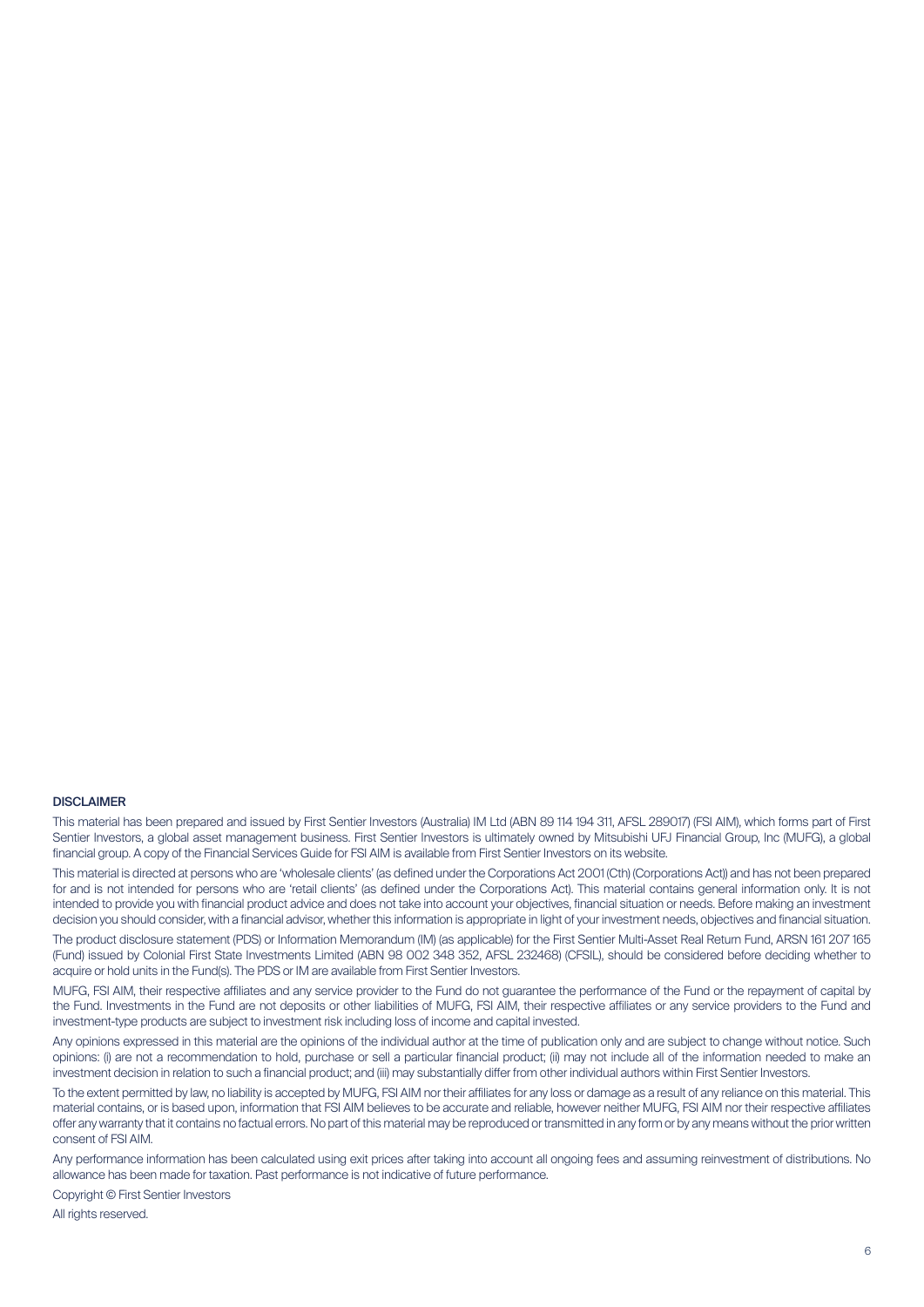## DISCLAIMER

This material has been prepared and issued by First Sentier Investors (Australia) IM Ltd (ABN 89 114 194 311, AFSL 289017) (FSI AIM), which forms part of First Sentier Investors, a global asset management business. First Sentier Investors is ultimately owned by Mitsubishi UFJ Financial Group, Inc (MUFG), a global financial group. A copy of the Financial Services Guide for FSI AIM is available from First Sentier Investors on its website.

This material is directed at persons who are 'wholesale clients' (as defined under the Corporations Act 2001 (Cth) (Corporations Act)) and has not been prepared for and is not intended for persons who are 'retail clients' (as defined under the Corporations Act). This material contains general information only. It is not intended to provide you with financial product advice and does not take into account your objectives, financial situation or needs. Before making an investment decision you should consider, with a financial advisor, whether this information is appropriate in light of your investment needs, objectives and financial situation.

The product disclosure statement (PDS) or Information Memorandum (IM) (as applicable) for the First Sentier Multi-Asset Real Return Fund, ARSN 161 207 165 (Fund) issued by Colonial First State Investments Limited (ABN 98 002 348 352, AFSL 232468) (CFSIL), should be considered before deciding whether to acquire or hold units in the Fund(s). The PDS or IM are available from First Sentier Investors.

MUFG, FSI AIM, their respective affiliates and any service provider to the Fund do not guarantee the performance of the Fund or the repayment of capital by the Fund. Investments in the Fund are not deposits or other liabilities of MUFG, FSI AIM, their respective affiliates or any service providers to the Fund and investment-type products are subject to investment risk including loss of income and capital invested.

Any opinions expressed in this material are the opinions of the individual author at the time of publication only and are subject to change without notice. Such opinions: (i) are not a recommendation to hold, purchase or sell a particular financial product; (ii) may not include all of the information needed to make an investment decision in relation to such a financial product; and (iii) may substantially differ from other individual authors within First Sentier Investors.

To the extent permitted by law, no liability is accepted by MUFG, FSI AIM nor their affiliates for any loss or damage as a result of any reliance on this material. This material contains, or is based upon, information that FSI AIM believes to be accurate and reliable, however neither MUFG, FSI AIM nor their respective affiliates offer any warranty that it contains no factual errors. No part of this material may be reproduced or transmitted in any form or by any means without the prior written consent of FSI AIM.

Any performance information has been calculated using exit prices after taking into account all ongoing fees and assuming reinvestment of distributions. No allowance has been made for taxation. Past performance is not indicative of future performance.

Copyright © First Sentier Investors

All rights reserved.